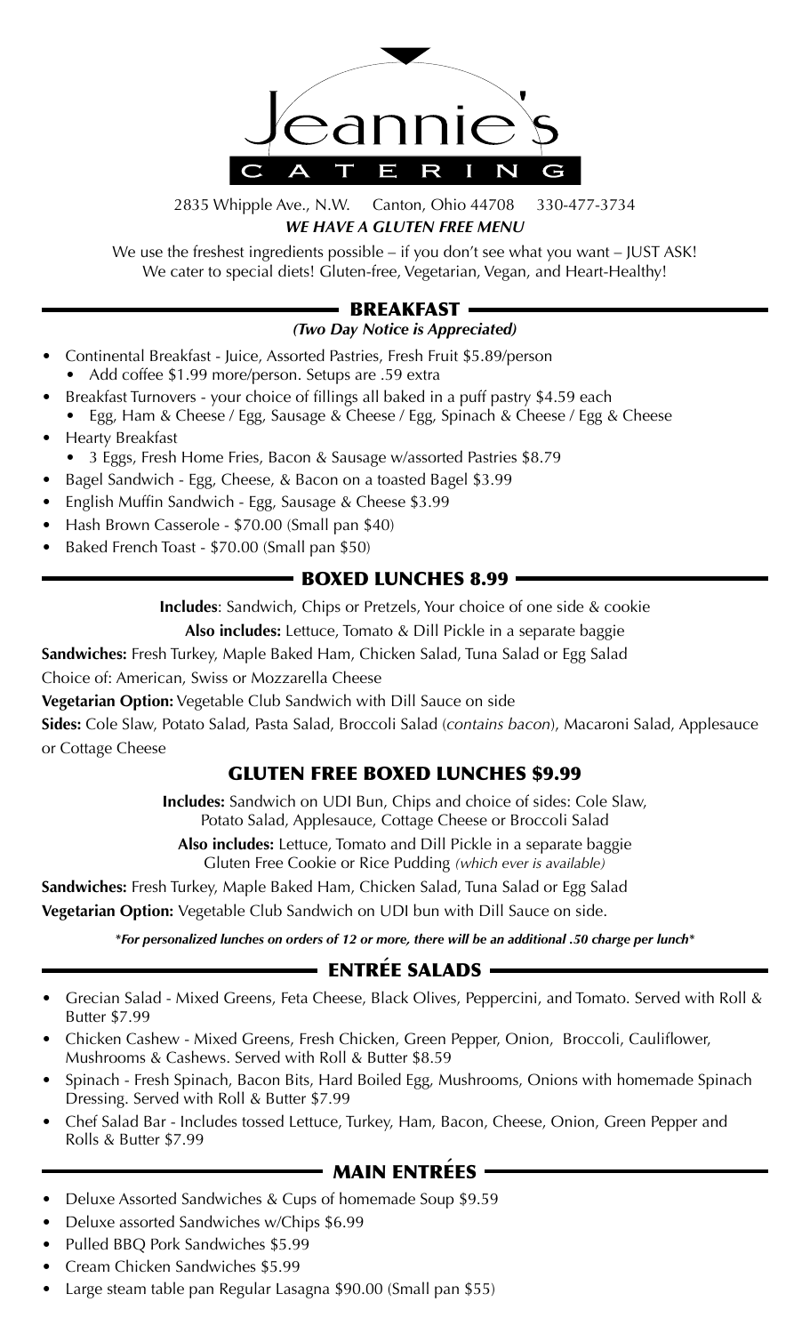# Jeannie's CATERING

2835 Whipple Ave., N.W. Canton, Ohio 44708 330-477-3734

***WE HAVE A GLUTEN FREE MENU***

We use the freshest ingredients possible – if you don't see what you want – JUST ASK!
We cater to special diets! Gluten-free, Vegetarian, Vegan, and Heart-Healthy!

## BREAKFAST

***(Two Day Notice is Appreciated)***

- Continental Breakfast - Juice, Assorted Pastries, Fresh Fruit $5.89/person
  - Add coffee $1.99 more/person. Setups are .59 extra
- Breakfast Turnovers - your choice of fillings all baked in a puff pastry $4.59 each
  - Egg, Ham & Cheese / Egg, Sausage & Cheese / Egg, Spinach & Cheese / Egg & Cheese
- Hearty Breakfast
  - 3 Eggs, Fresh Home Fries, Bacon & Sausage w/assorted Pastries $8.79
- Bagel Sandwich - Egg, Cheese, & Bacon on a toasted Bagel $3.99
- English Muffin Sandwich - Egg, Sausage & Cheese $3.99
- Hash Brown Casserole - $70.00 (Small pan $40)
- Baked French Toast - $70.00 (Small pan $50)

## BOXED LUNCHES 8.99

**Includes**: Sandwich, Chips or Pretzels, Your choice of one side & cookie

**Also includes:** Lettuce, Tomato & Dill Pickle in a separate baggie

**Sandwiches:** Fresh Turkey, Maple Baked Ham, Chicken Salad, Tuna Salad or Egg Salad

Choice of: American, Swiss or Mozzarella Cheese

**Vegetarian Option:** Vegetable Club Sandwich with Dill Sauce on side

**Sides:** Cole Slaw, Potato Salad, Pasta Salad, Broccoli Salad (*contains bacon*), Macaroni Salad, Applesauce or Cottage Cheese

## GLUTEN FREE BOXED LUNCHES $9.99

**Includes:** Sandwich on UDI Bun, Chips and choice of sides: Cole Slaw, Potato Salad, Applesauce, Cottage Cheese or Broccoli Salad

**Also includes:** Lettuce, Tomato and Dill Pickle in a separate baggie
Gluten Free Cookie or Rice Pudding *(which ever is available)*

**Sandwiches:** Fresh Turkey, Maple Baked Ham, Chicken Salad, Tuna Salad or Egg Salad

**Vegetarian Option:** Vegetable Club Sandwich on UDI bun with Dill Sauce on side.

***For personalized lunches on orders of 12 or more, there will be an additional .50 charge per lunch***

## ENTRÉE SALADS

- Grecian Salad - Mixed Greens, Feta Cheese, Black Olives, Peppercini, and Tomato. Served with Roll & Butter $7.99
- Chicken Cashew - Mixed Greens, Fresh Chicken, Green Pepper, Onion, Broccoli, Cauliflower, Mushrooms & Cashews. Served with Roll & Butter $8.59
- Spinach - Fresh Spinach, Bacon Bits, Hard Boiled Egg, Mushrooms, Onions with homemade Spinach Dressing. Served with Roll & Butter $7.99
- Chef Salad Bar - Includes tossed Lettuce, Turkey, Ham, Bacon, Cheese, Onion, Green Pepper and Rolls & Butter $7.99

## MAIN ENTRÉES

- Deluxe Assorted Sandwiches & Cups of homemade Soup $9.59
- Deluxe assorted Sandwiches w/Chips $6.99
- Pulled BBQ Pork Sandwiches $5.99
- Cream Chicken Sandwiches $5.99
- Large steam table pan Regular Lasagna $90.00 (Small pan $55)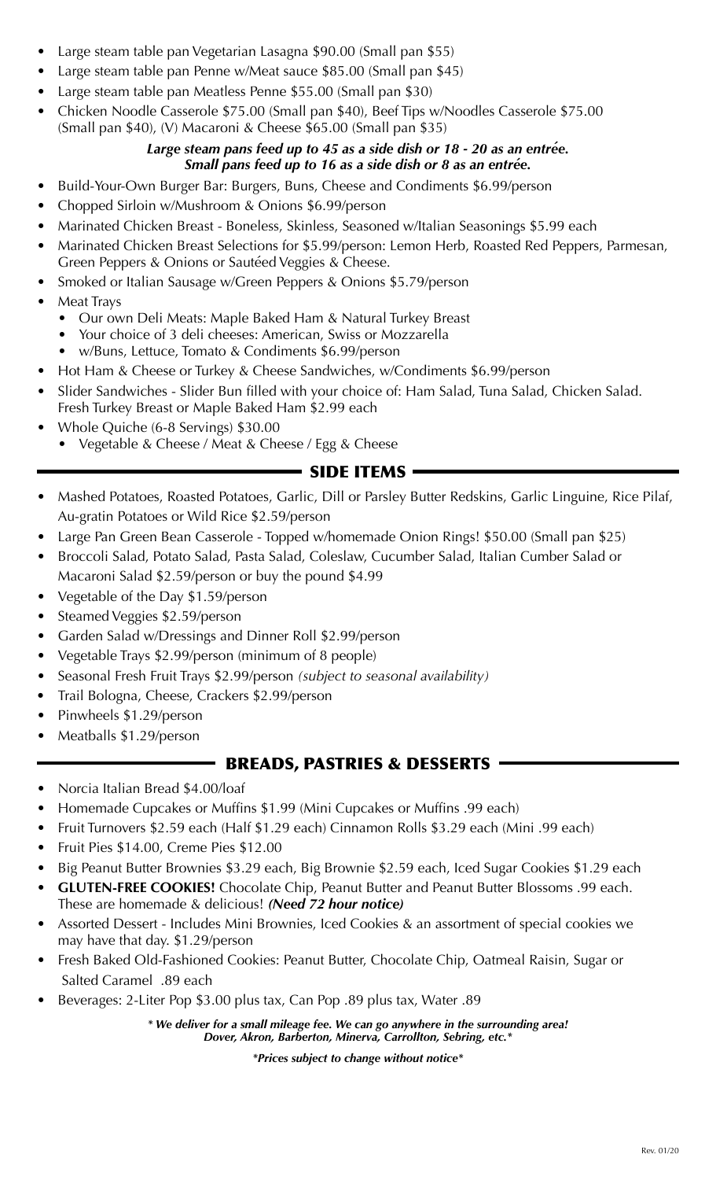- Large steam table pan Vegetarian Lasagna $90.00 (Small pan $55)
- Large steam table pan Penne w/Meat sauce $85.00 (Small pan $45)
- Large steam table pan Meatless Penne $55.00 (Small pan $30)
- Chicken Noodle Casserole $75.00 (Small pan $40), Beef Tips w/Noodles Casserole $75.00 (Small pan $40), (V) Macaroni & Cheese $65.00 (Small pan $35)

***Large steam pans feed up to 45 as a side dish or 18 - 20 as an entrée.***
***Small pans feed up to 16 as a side dish or 8 as an entrée.***

- Build-Your-Own Burger Bar: Burgers, Buns, Cheese and Condiments $6.99/person
- Chopped Sirloin w/Mushroom & Onions $6.99/person
- Marinated Chicken Breast - Boneless, Skinless, Seasoned w/Italian Seasonings $5.99 each
- Marinated Chicken Breast Selections for $5.99/person: Lemon Herb, Roasted Red Peppers, Parmesan, Green Peppers & Onions or Sautéed Veggies & Cheese.
- Smoked or Italian Sausage w/Green Peppers & Onions $5.79/person
- Meat Trays
  - Our own Deli Meats: Maple Baked Ham & Natural Turkey Breast
  - Your choice of 3 deli cheeses: American, Swiss or Mozzarella
  - w/Buns, Lettuce, Tomato & Condiments $6.99/person
- Hot Ham & Cheese or Turkey & Cheese Sandwiches, w/Condiments $6.99/person
- Slider Sandwiches - Slider Bun filled with your choice of: Ham Salad, Tuna Salad, Chicken Salad. Fresh Turkey Breast or Maple Baked Ham $2.99 each
- Whole Quiche (6-8 Servings) $30.00
  - Vegetable & Cheese / Meat & Cheese / Egg & Cheese

## SIDE ITEMS

- Mashed Potatoes, Roasted Potatoes, Garlic, Dill or Parsley Butter Redskins, Garlic Linguine, Rice Pilaf, Au-gratin Potatoes or Wild Rice $2.59/person
- Large Pan Green Bean Casserole - Topped w/homemade Onion Rings! $50.00 (Small pan $25)
- Broccoli Salad, Potato Salad, Pasta Salad, Coleslaw, Cucumber Salad, Italian Cumber Salad or Macaroni Salad $2.59/person or buy the pound $4.99
- Vegetable of the Day $1.59/person
- Steamed Veggies $2.59/person
- Garden Salad w/Dressings and Dinner Roll $2.99/person
- Vegetable Trays $2.99/person (minimum of 8 people)
- Seasonal Fresh Fruit Trays $2.99/person *(subject to seasonal availability)*
- Trail Bologna, Cheese, Crackers $2.99/person
- Pinwheels $1.29/person
- Meatballs $1.29/person

## BREADS, PASTRIES & DESSERTS

- Norcia Italian Bread $4.00/loaf
- Homemade Cupcakes or Muffins $1.99 (Mini Cupcakes or Muffins .99 each)
- Fruit Turnovers $2.59 each (Half $1.29 each) Cinnamon Rolls $3.29 each (Mini .99 each)
- Fruit Pies $14.00, Creme Pies $12.00
- Big Peanut Butter Brownies $3.29 each, Big Brownie $2.59 each, Iced Sugar Cookies $1.29 each
- **GLUTEN-FREE COOKIES!** Chocolate Chip, Peanut Butter and Peanut Butter Blossoms .99 each. These are homemade & delicious! ***(Need 72 hour notice)***
- Assorted Dessert - Includes Mini Brownies, Iced Cookies & an assortment of special cookies we may have that day. $1.29/person
- Fresh Baked Old-Fashioned Cookies: Peanut Butter, Chocolate Chip, Oatmeal Raisin, Sugar or Salted Caramel .89 each
- Beverages: 2-Liter Pop $3.00 plus tax, Can Pop .89 plus tax, Water .89

***\* We deliver for a small mileage fee. We can go anywhere in the surrounding area! Dover, Akron, Barberton, Minerva, Carrollton, Sebring, etc.\****

***\*Prices subject to change without notice\****

Rev. 01/20